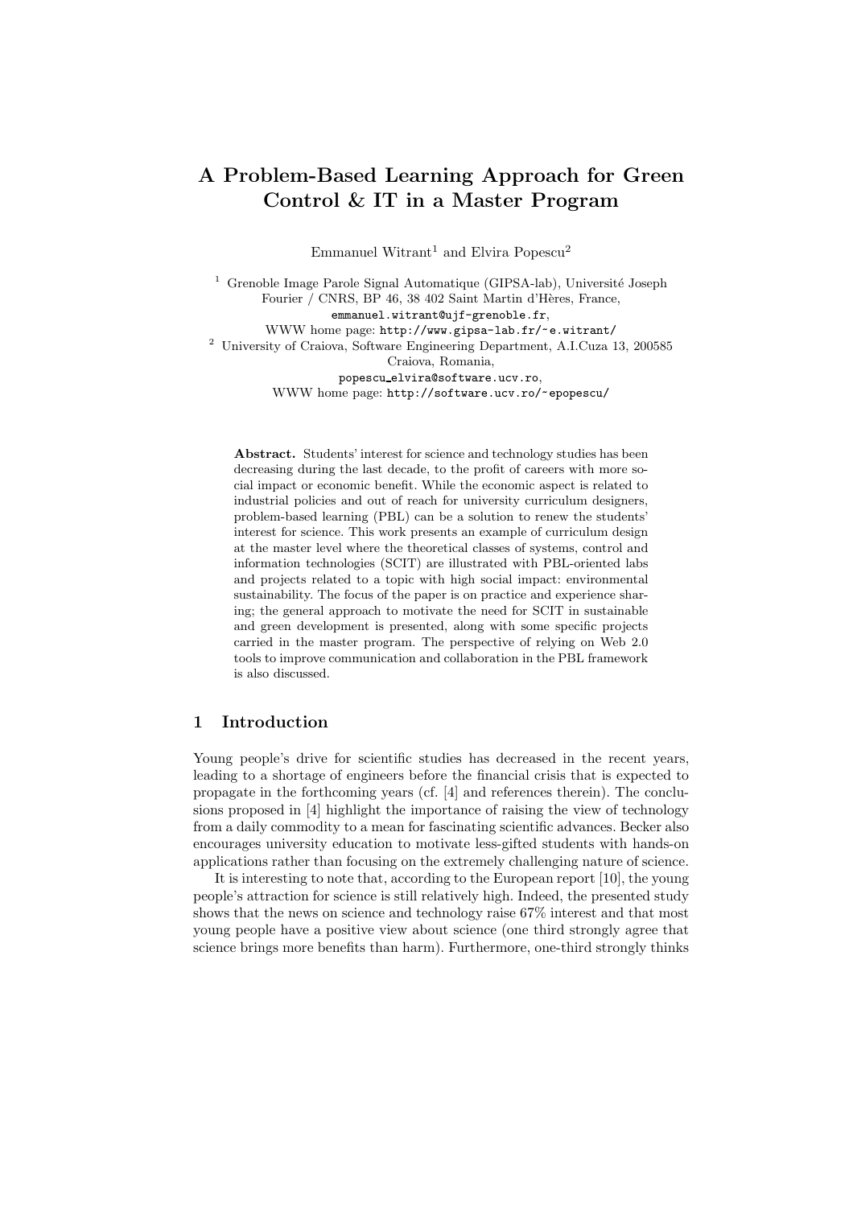# A Problem-Based Learning Approach for Green Control & IT in a Master Program

Emmanuel Witrant[1] and Elvira Popescu[2]

[1] Grenoble Image Parole Signal Automatique (GIPSA-lab), Université Joseph Fourier / CNRS, BP 46, 38 402 Saint Martin d'Hères, France,
emmanuel.witrant@ujf-grenoble.fr,
WWW home page: http://www.gipsa-lab.fr/~e.witrant/

[2] University of Craiova, Software Engineering Department, A.I.Cuza 13, 200585 Craiova, Romania,
popescu_elvira@software.ucv.ro,
WWW home page: http://software.ucv.ro/~epopescu/

**Abstract.** Students' interest for science and technology studies has been decreasing during the last decade, to the profit of careers with more social impact or economic benefit. While the economic aspect is related to industrial policies and out of reach for university curriculum designers, problem-based learning (PBL) can be a solution to renew the students' interest for science. This work presents an example of curriculum design at the master level where the theoretical classes of systems, control and information technologies (SCIT) are illustrated with PBL-oriented labs and projects related to a topic with high social impact: environmental sustainability. The focus of the paper is on practice and experience sharing; the general approach to motivate the need for SCIT in sustainable and green development is presented, along with some specific projects carried in the master program. The perspective of relying on Web 2.0 tools to improve communication and collaboration in the PBL framework is also discussed.

## 1 Introduction

Young people's drive for scientific studies has decreased in the recent years, leading to a shortage of engineers before the financial crisis that is expected to propagate in the forthcoming years (cf. [4] and references therein). The conclusions proposed in [4] highlight the importance of raising the view of technology from a daily commodity to a mean for fascinating scientific advances. Becker also encourages university education to motivate less-gifted students with hands-on applications rather than focusing on the extremely challenging nature of science.

It is interesting to note that, according to the European report [10], the young people's attraction for science is still relatively high. Indeed, the presented study shows that the news on science and technology raise 67% interest and that most young people have a positive view about science (one third strongly agree that science brings more benefits than harm). Furthermore, one-third strongly thinks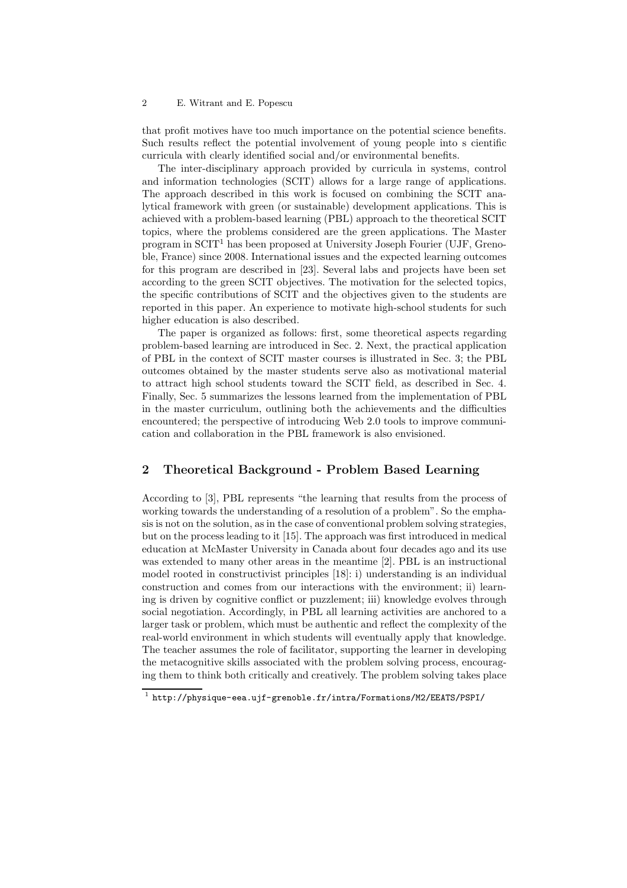that profit motives have too much importance on the potential science benefits. Such results reflect the potential involvement of young people into s cientific curricula with clearly identified social and/or environmental benefits.

The inter-disciplinary approach provided by curricula in systems, control and information technologies (SCIT) allows for a large range of applications. The approach described in this work is focused on combining the SCIT analytical framework with green (or sustainable) development applications. This is achieved with a problem-based learning (PBL) approach to the theoretical SCIT topics, where the problems considered are the green applications. The Master program in SCIT[1] has been proposed at University Joseph Fourier (UJF, Grenoble, France) since 2008. International issues and the expected learning outcomes for this program are described in [23]. Several labs and projects have been set according to the green SCIT objectives. The motivation for the selected topics, the specific contributions of SCIT and the objectives given to the students are reported in this paper. An experience to motivate high-school students for such higher education is also described.

The paper is organized as follows: first, some theoretical aspects regarding problem-based learning are introduced in Sec. 2. Next, the practical application of PBL in the context of SCIT master courses is illustrated in Sec. 3; the PBL outcomes obtained by the master students serve also as motivational material to attract high school students toward the SCIT field, as described in Sec. 4. Finally, Sec. 5 summarizes the lessons learned from the implementation of PBL in the master curriculum, outlining both the achievements and the difficulties encountered; the perspective of introducing Web 2.0 tools to improve communication and collaboration in the PBL framework is also envisioned.

## 2 Theoretical Background - Problem Based Learning

According to [3], PBL represents "the learning that results from the process of working towards the understanding of a resolution of a problem". So the emphasis is not on the solution, as in the case of conventional problem solving strategies, but on the process leading to it [15]. The approach was first introduced in medical education at McMaster University in Canada about four decades ago and its use was extended to many other areas in the meantime [2]. PBL is an instructional model rooted in constructivist principles [18]: i) understanding is an individual construction and comes from our interactions with the environment; ii) learning is driven by cognitive conflict or puzzlement; iii) knowledge evolves through social negotiation. Accordingly, in PBL all learning activities are anchored to a larger task or problem, which must be authentic and reflect the complexity of the real-world environment in which students will eventually apply that knowledge. The teacher assumes the role of facilitator, supporting the learner in developing the metacognitive skills associated with the problem solving process, encouraging them to think both critically and creatively. The problem solving takes place

[1] http://physique-eea.ujf-grenoble.fr/intra/Formations/M2/EEATS/PSPI/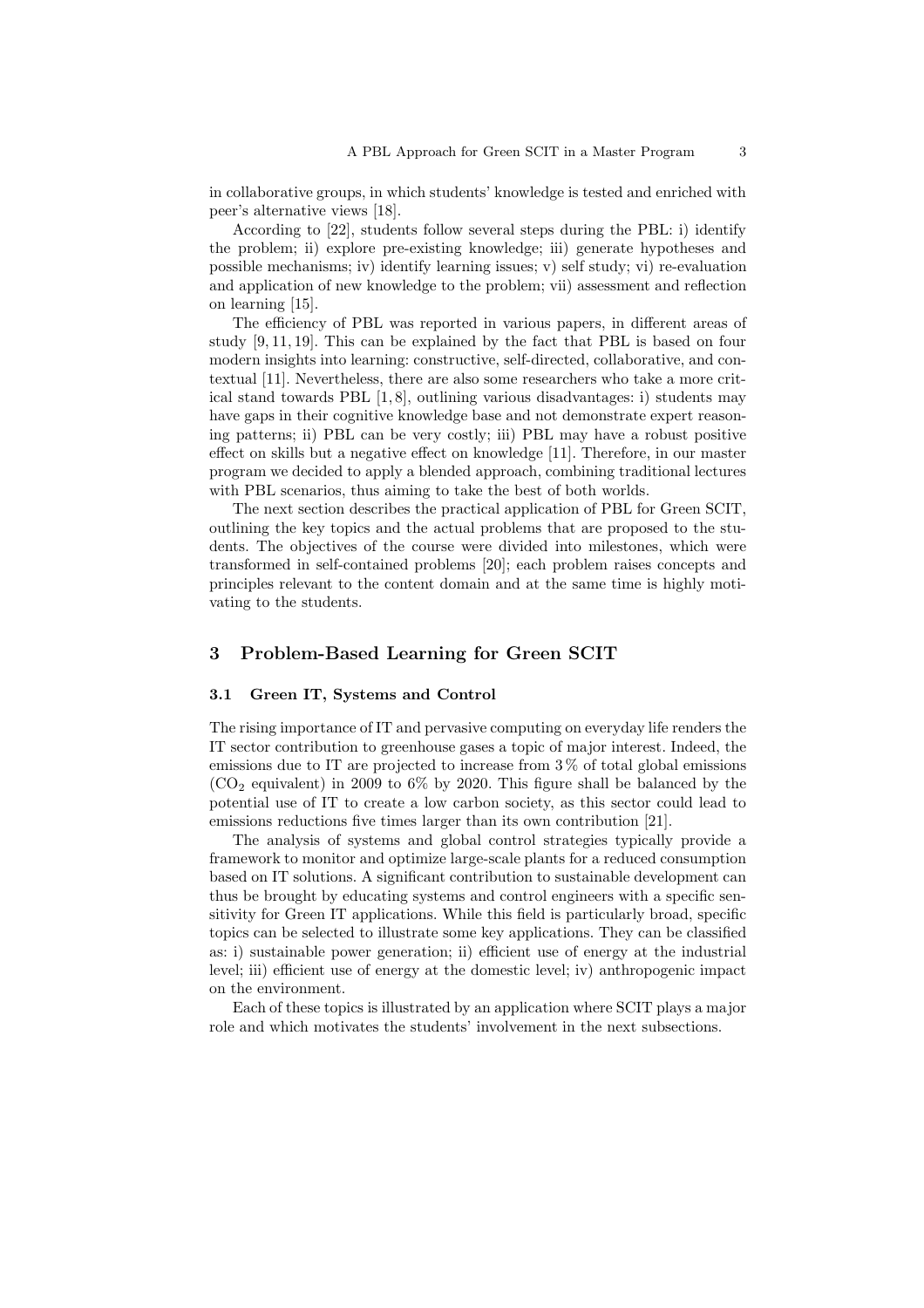in collaborative groups, in which students' knowledge is tested and enriched with peer's alternative views [18].

According to [22], students follow several steps during the PBL: i) identify the problem; ii) explore pre-existing knowledge; iii) generate hypotheses and possible mechanisms; iv) identify learning issues; v) self study; vi) re-evaluation and application of new knowledge to the problem; vii) assessment and reflection on learning [15].

The efficiency of PBL was reported in various papers, in different areas of study [9, 11, 19]. This can be explained by the fact that PBL is based on four modern insights into learning: constructive, self-directed, collaborative, and contextual [11]. Nevertheless, there are also some researchers who take a more critical stand towards PBL [1, 8], outlining various disadvantages: i) students may have gaps in their cognitive knowledge base and not demonstrate expert reasoning patterns; ii) PBL can be very costly; iii) PBL may have a robust positive effect on skills but a negative effect on knowledge [11]. Therefore, in our master program we decided to apply a blended approach, combining traditional lectures with PBL scenarios, thus aiming to take the best of both worlds.

The next section describes the practical application of PBL for Green SCIT, outlining the key topics and the actual problems that are proposed to the students. The objectives of the course were divided into milestones, which were transformed in self-contained problems [20]; each problem raises concepts and principles relevant to the content domain and at the same time is highly motivating to the students.

## 3 Problem-Based Learning for Green SCIT

### 3.1 Green IT, Systems and Control

The rising importance of IT and pervasive computing on everyday life renders the IT sector contribution to greenhouse gases a topic of major interest. Indeed, the emissions due to IT are projected to increase from 3 % of total global emissions ($CO_2$ equivalent) in 2009 to 6% by 2020. This figure shall be balanced by the potential use of IT to create a low carbon society, as this sector could lead to emissions reductions five times larger than its own contribution [21].

The analysis of systems and global control strategies typically provide a framework to monitor and optimize large-scale plants for a reduced consumption based on IT solutions. A significant contribution to sustainable development can thus be brought by educating systems and control engineers with a specific sensitivity for Green IT applications. While this field is particularly broad, specific topics can be selected to illustrate some key applications. They can be classified as: i) sustainable power generation; ii) efficient use of energy at the industrial level; iii) efficient use of energy at the domestic level; iv) anthropogenic impact on the environment.

Each of these topics is illustrated by an application where SCIT plays a major role and which motivates the students' involvement in the next subsections.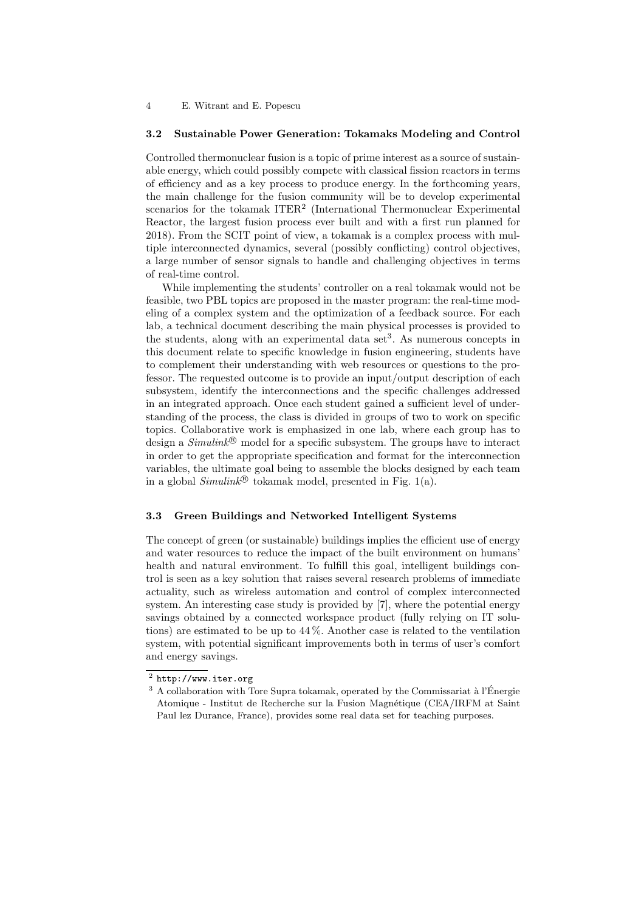### 3.2 Sustainable Power Generation: Tokamaks Modeling and Control

Controlled thermonuclear fusion is a topic of prime interest as a source of sustainable energy, which could possibly compete with classical fission reactors in terms of efficiency and as a key process to produce energy. In the forthcoming years, the main challenge for the fusion community will be to develop experimental scenarios for the tokamak ITER[2] (International Thermonuclear Experimental Reactor, the largest fusion process ever built and with a first run planned for 2018). From the SCIT point of view, a tokamak is a complex process with multiple interconnected dynamics, several (possibly conflicting) control objectives, a large number of sensor signals to handle and challenging objectives in terms of real-time control.

While implementing the students' controller on a real tokamak would not be feasible, two PBL topics are proposed in the master program: the real-time modeling of a complex system and the optimization of a feedback source. For each lab, a technical document describing the main physical processes is provided to the students, along with an experimental data set[3]. As numerous concepts in this document relate to specific knowledge in fusion engineering, students have to complement their understanding with web resources or questions to the professor. The requested outcome is to provide an input/output description of each subsystem, identify the interconnections and the specific challenges addressed in an integrated approach. Once each student gained a sufficient level of understanding of the process, the class is divided in groups of two to work on specific topics. Collaborative work is emphasized in one lab, where each group has to design a *Simulink*® model for a specific subsystem. The groups have to interact in order to get the appropriate specification and format for the interconnection variables, the ultimate goal being to assemble the blocks designed by each team in a global *Simulink*® tokamak model, presented in Fig. 1(a).

### 3.3 Green Buildings and Networked Intelligent Systems

The concept of green (or sustainable) buildings implies the efficient use of energy and water resources to reduce the impact of the built environment on humans' health and natural environment. To fulfill this goal, intelligent buildings control is seen as a key solution that raises several research problems of immediate actuality, such as wireless automation and control of complex interconnected system. An interesting case study is provided by [7], where the potential energy savings obtained by a connected workspace product (fully relying on IT solutions) are estimated to be up to 44 %. Another case is related to the ventilation system, with potential significant improvements both in terms of user's comfort and energy savings.

[2] http://www.iter.org

[3] A collaboration with Tore Supra tokamak, operated by the Commissariat à l'Énergie Atomique - Institut de Recherche sur la Fusion Magnétique (CEA/IRFM at Saint Paul lez Durance, France), provides some real data set for teaching purposes.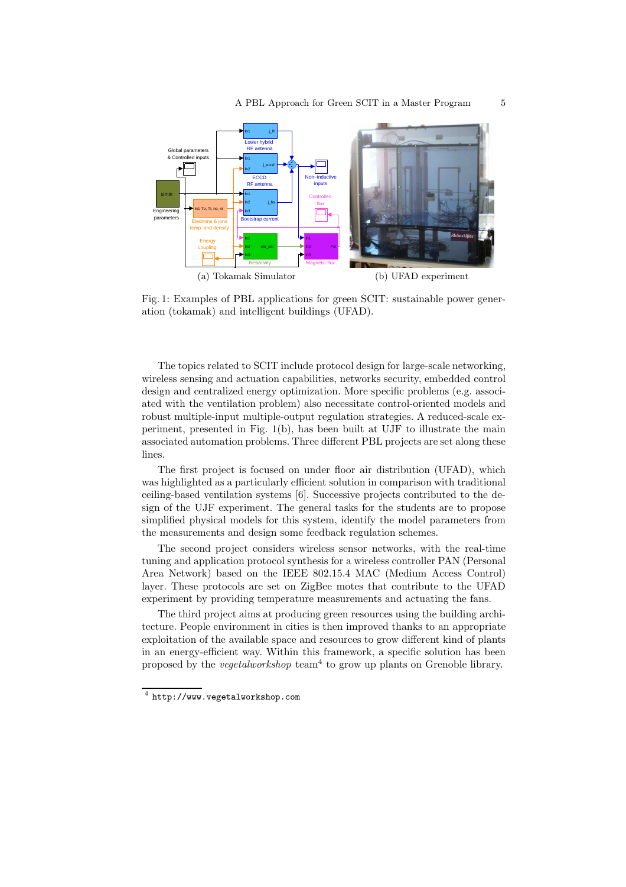(a) Tokamak Simulator

(b) UFAD experiment

Fig. 1: Examples of PBL applications for green SCIT: sustainable power generation (tokamak) and intelligent buildings (UFAD).

The topics related to SCIT include protocol design for large-scale networking, wireless sensing and actuation capabilities, networks security, embedded control design and centralized energy optimization. More specific problems (e.g. associated with the ventilation problem) also necessitate control-oriented models and robust multiple-input multiple-output regulation strategies. A reduced-scale experiment, presented in Fig. 1(b), has been built at UJF to illustrate the main associated automation problems. Three different PBL projects are set along these lines.

The first project is focused on under floor air distribution (UFAD), which was highlighted as a particularly efficient solution in comparison with traditional ceiling-based ventilation systems [6]. Successive projects contributed to the design of the UJF experiment. The general tasks for the students are to propose simplified physical models for this system, identify the model parameters from the measurements and design some feedback regulation schemes.

The second project considers wireless sensor networks, with the real-time tuning and application protocol synthesis for a wireless controller PAN (Personal Area Network) based on the IEEE 802.15.4 MAC (Medium Access Control) layer. These protocols are set on ZigBee motes that contribute to the UFAD experiment by providing temperature measurements and actuating the fans.

The third project aims at producing green resources using the building architecture. People environment in cities is then improved thanks to an appropriate exploitation of the available space and resources to grow different kind of plants in an energy-efficient way. Within this framework, a specific solution has been proposed by the *vegetalworkshop* team[4] to grow up plants on Grenoble library.

[4] http://www.vegetalworkshop.com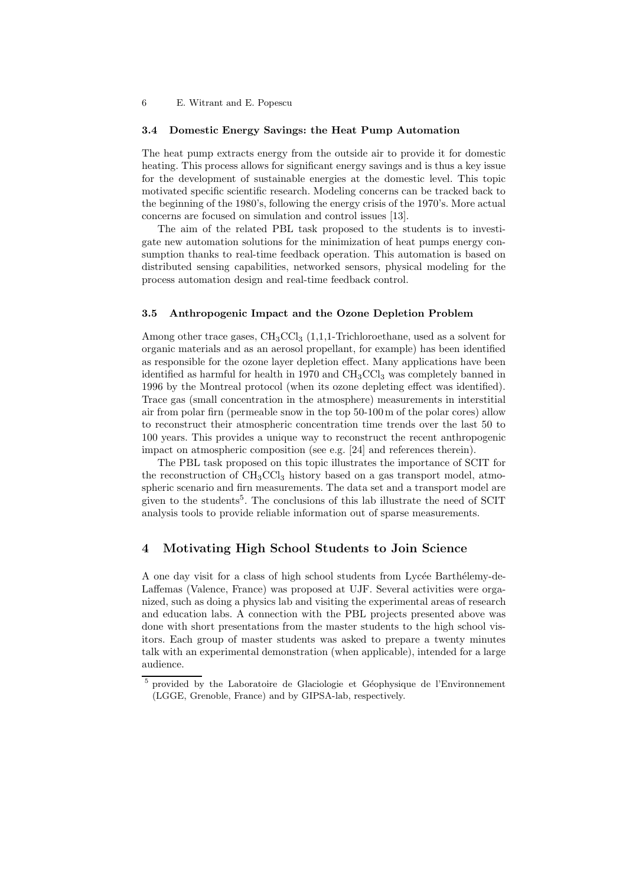### 3.4 Domestic Energy Savings: the Heat Pump Automation

The heat pump extracts energy from the outside air to provide it for domestic heating. This process allows for significant energy savings and is thus a key issue for the development of sustainable energies at the domestic level. This topic motivated specific scientific research. Modeling concerns can be tracked back to the beginning of the 1980's, following the energy crisis of the 1970's. More actual concerns are focused on simulation and control issues [13].

The aim of the related PBL task proposed to the students is to investigate new automation solutions for the minimization of heat pumps energy consumption thanks to real-time feedback operation. This automation is based on distributed sensing capabilities, networked sensors, physical modeling for the process automation design and real-time feedback control.

### 3.5 Anthropogenic Impact and the Ozone Depletion Problem

Among other trace gases, $CH_3CCl_3$ (1,1,1-Trichloroethane, used as a solvent for organic materials and as an aerosol propellant, for example) has been identified as responsible for the ozone layer depletion effect. Many applications have been identified as harmful for health in 1970 and $CH_3CCl_3$ was completely banned in 1996 by the Montreal protocol (when its ozone depleting effect was identified). Trace gas (small concentration in the atmosphere) measurements in interstitial air from polar firn (permeable snow in the top 50-100 m of the polar cores) allow to reconstruct their atmospheric concentration time trends over the last 50 to 100 years. This provides a unique way to reconstruct the recent anthropogenic impact on atmospheric composition (see e.g. [24] and references therein).

The PBL task proposed on this topic illustrates the importance of SCIT for the reconstruction of $CH_3CCl_3$ history based on a gas transport model, atmospheric scenario and firn measurements. The data set and a transport model are given to the students[5]. The conclusions of this lab illustrate the need of SCIT analysis tools to provide reliable information out of sparse measurements.

## 4 Motivating High School Students to Join Science

A one day visit for a class of high school students from Lycée Barthélemy-de-Laffemas (Valence, France) was proposed at UJF. Several activities were organized, such as doing a physics lab and visiting the experimental areas of research and education labs. A connection with the PBL projects presented above was done with short presentations from the master students to the high school visitors. Each group of master students was asked to prepare a twenty minutes talk with an experimental demonstration (when applicable), intended for a large audience.

[5] provided by the Laboratoire de Glaciologie et Géophysique de l'Environnement (LGGE, Grenoble, France) and by GIPSA-lab, respectively.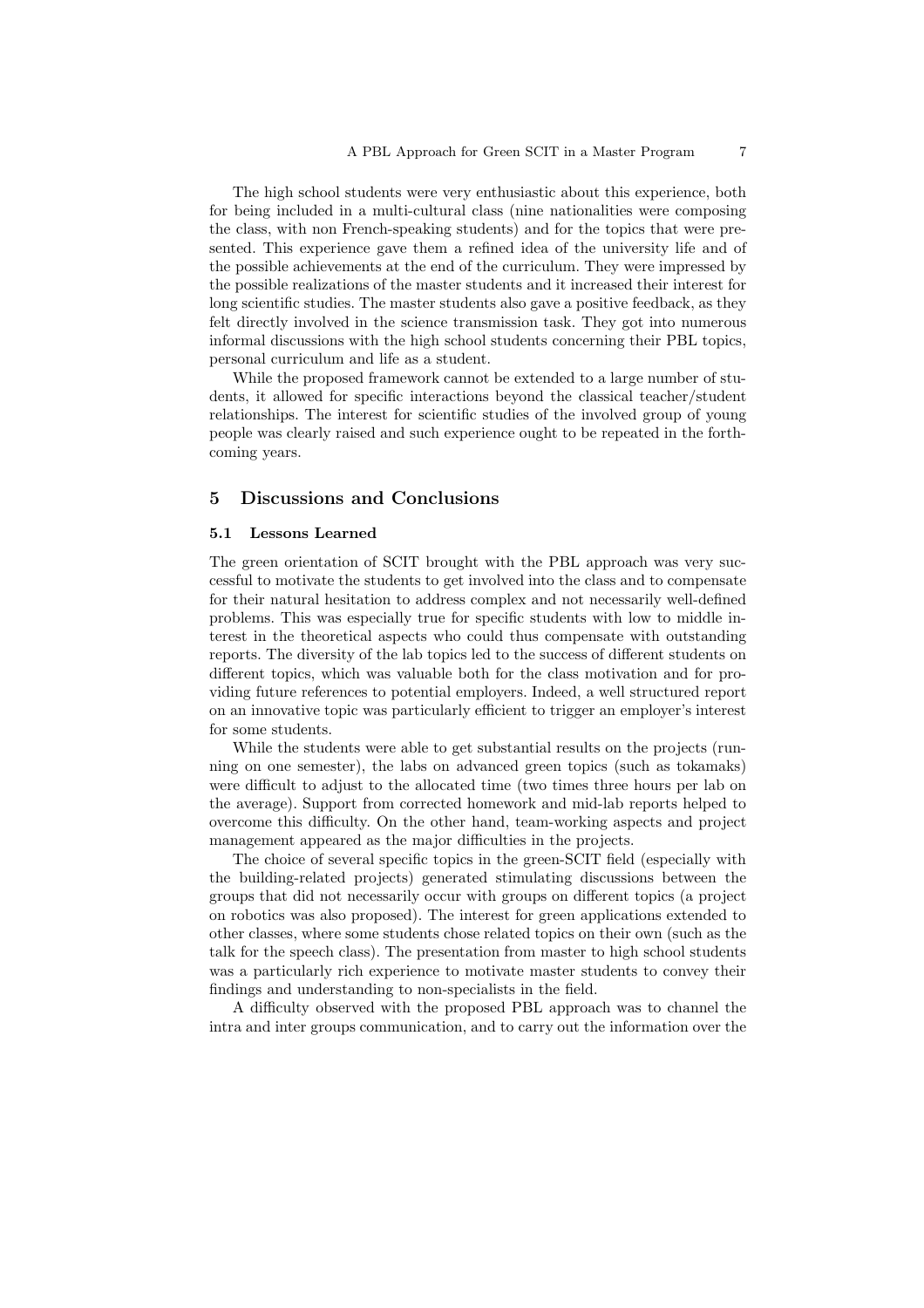The high school students were very enthusiastic about this experience, both for being included in a multi-cultural class (nine nationalities were composing the class, with non French-speaking students) and for the topics that were presented. This experience gave them a refined idea of the university life and of the possible achievements at the end of the curriculum. They were impressed by the possible realizations of the master students and it increased their interest for long scientific studies. The master students also gave a positive feedback, as they felt directly involved in the science transmission task. They got into numerous informal discussions with the high school students concerning their PBL topics, personal curriculum and life as a student.

While the proposed framework cannot be extended to a large number of students, it allowed for specific interactions beyond the classical teacher/student relationships. The interest for scientific studies of the involved group of young people was clearly raised and such experience ought to be repeated in the forthcoming years.

## 5 Discussions and Conclusions

### 5.1 Lessons Learned

The green orientation of SCIT brought with the PBL approach was very successful to motivate the students to get involved into the class and to compensate for their natural hesitation to address complex and not necessarily well-defined problems. This was especially true for specific students with low to middle interest in the theoretical aspects who could thus compensate with outstanding reports. The diversity of the lab topics led to the success of different students on different topics, which was valuable both for the class motivation and for providing future references to potential employers. Indeed, a well structured report on an innovative topic was particularly efficient to trigger an employer's interest for some students.

While the students were able to get substantial results on the projects (running on one semester), the labs on advanced green topics (such as tokamaks) were difficult to adjust to the allocated time (two times three hours per lab on the average). Support from corrected homework and mid-lab reports helped to overcome this difficulty. On the other hand, team-working aspects and project management appeared as the major difficulties in the projects.

The choice of several specific topics in the green-SCIT field (especially with the building-related projects) generated stimulating discussions between the groups that did not necessarily occur with groups on different topics (a project on robotics was also proposed). The interest for green applications extended to other classes, where some students chose related topics on their own (such as the talk for the speech class). The presentation from master to high school students was a particularly rich experience to motivate master students to convey their findings and understanding to non-specialists in the field.

A difficulty observed with the proposed PBL approach was to channel the intra and inter groups communication, and to carry out the information over the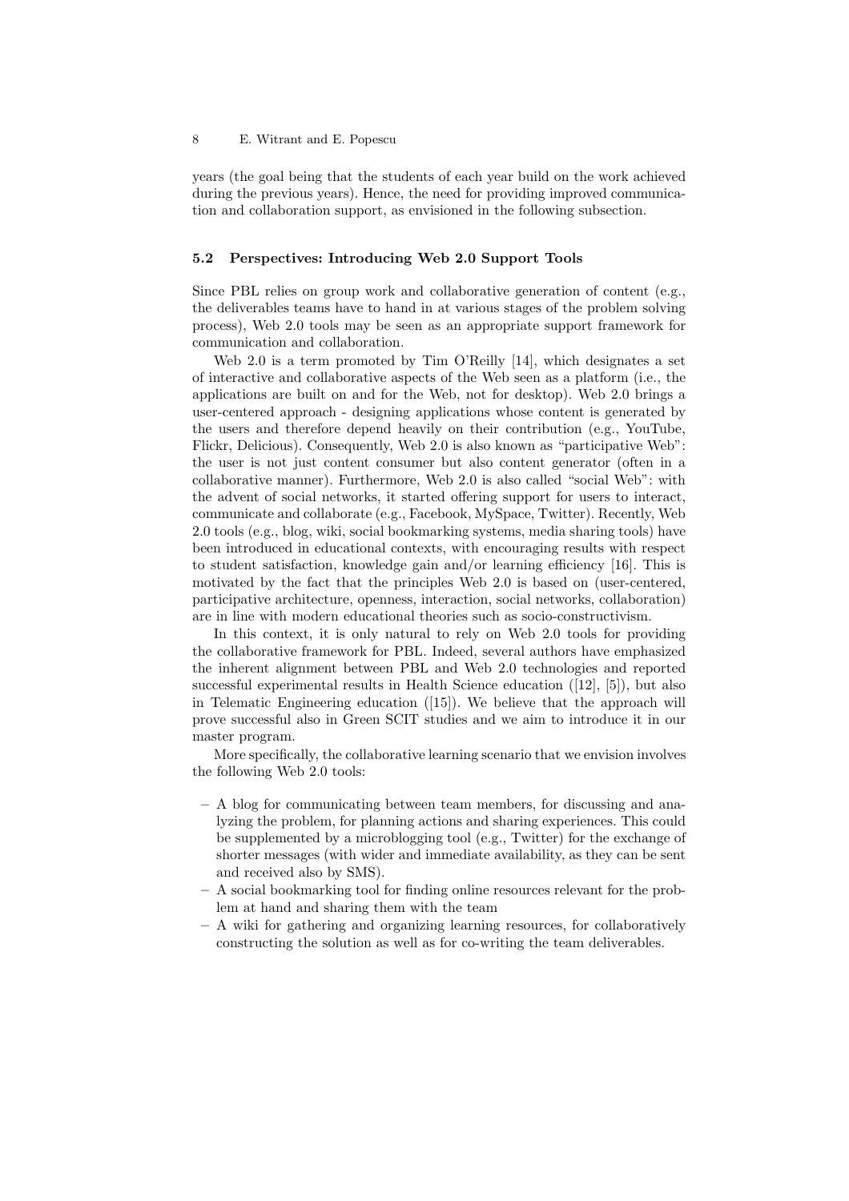years (the goal being that the students of each year build on the work achieved during the previous years). Hence, the need for providing improved communication and collaboration support, as envisioned in the following subsection.

### 5.2 Perspectives: Introducing Web 2.0 Support Tools

Since PBL relies on group work and collaborative generation of content (e.g., the deliverables teams have to hand in at various stages of the problem solving process), Web 2.0 tools may be seen as an appropriate support framework for communication and collaboration.

Web 2.0 is a term promoted by Tim O'Reilly [14], which designates a set of interactive and collaborative aspects of the Web seen as a platform (i.e., the applications are built on and for the Web, not for desktop). Web 2.0 brings a user-centered approach - designing applications whose content is generated by the users and therefore depend heavily on their contribution (e.g., YouTube, Flickr, Delicious). Consequently, Web 2.0 is also known as "participative Web": the user is not just content consumer but also content generator (often in a collaborative manner). Furthermore, Web 2.0 is also called "social Web": with the advent of social networks, it started offering support for users to interact, communicate and collaborate (e.g., Facebook, MySpace, Twitter). Recently, Web 2.0 tools (e.g., blog, wiki, social bookmarking systems, media sharing tools) have been introduced in educational contexts, with encouraging results with respect to student satisfaction, knowledge gain and/or learning efficiency [16]. This is motivated by the fact that the principles Web 2.0 is based on (user-centered, participative architecture, openness, interaction, social networks, collaboration) are in line with modern educational theories such as socio-constructivism.

In this context, it is only natural to rely on Web 2.0 tools for providing the collaborative framework for PBL. Indeed, several authors have emphasized the inherent alignment between PBL and Web 2.0 technologies and reported successful experimental results in Health Science education ([12], [5]), but also in Telematic Engineering education ([15]). We believe that the approach will prove successful also in Green SCIT studies and we aim to introduce it in our master program.

More specifically, the collaborative learning scenario that we envision involves the following Web 2.0 tools:

- A blog for communicating between team members, for discussing and analyzing the problem, for planning actions and sharing experiences. This could be supplemented by a microblogging tool (e.g., Twitter) for the exchange of shorter messages (with wider and immediate availability, as they can be sent and received also by SMS).
- A social bookmarking tool for finding online resources relevant for the problem at hand and sharing them with the team
- A wiki for gathering and organizing learning resources, for collaboratively constructing the solution as well as for co-writing the team deliverables.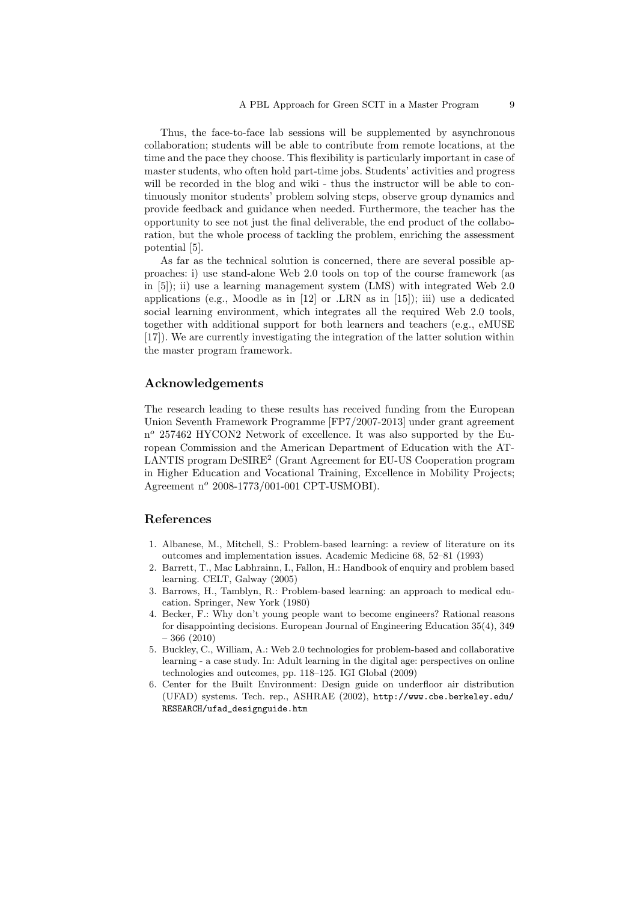Thus, the face-to-face lab sessions will be supplemented by asynchronous collaboration; students will be able to contribute from remote locations, at the time and the pace they choose. This flexibility is particularly important in case of master students, who often hold part-time jobs. Students' activities and progress will be recorded in the blog and wiki - thus the instructor will be able to continuously monitor students' problem solving steps, observe group dynamics and provide feedback and guidance when needed. Furthermore, the teacher has the opportunity to see not just the final deliverable, the end product of the collaboration, but the whole process of tackling the problem, enriching the assessment potential [5].

As far as the technical solution is concerned, there are several possible approaches: i) use stand-alone Web 2.0 tools on top of the course framework (as in [5]); ii) use a learning management system (LMS) with integrated Web 2.0 applications (e.g., Moodle as in [12] or .LRN as in [15]); iii) use a dedicated social learning environment, which integrates all the required Web 2.0 tools, together with additional support for both learners and teachers (e.g., eMUSE [17]). We are currently investigating the integration of the latter solution within the master program framework.

## Acknowledgements

The research leading to these results has received funding from the European Union Seventh Framework Programme [FP7/2007-2013] under grant agreement n$^o$ 257462 HYCON2 Network of excellence. It was also supported by the European Commission and the American Department of Education with the ATLANTIS program DeSIRE[2] (Grant Agreement for EU-US Cooperation program in Higher Education and Vocational Training, Excellence in Mobility Projects; Agreement n$^o$ 2008-1773/001-001 CPT-USMOBI).

## References

1. Albanese, M., Mitchell, S.: Problem-based learning: a review of literature on its outcomes and implementation issues. Academic Medicine 68, 52–81 (1993)
2. Barrett, T., Mac Labhrainn, I., Fallon, H.: Handbook of enquiry and problem based learning. CELT, Galway (2005)
3. Barrows, H., Tamblyn, R.: Problem-based learning: an approach to medical education. Springer, New York (1980)
4. Becker, F.: Why don't young people want to become engineers? Rational reasons for disappointing decisions. European Journal of Engineering Education 35(4), 349 – 366 (2010)
5. Buckley, C., William, A.: Web 2.0 technologies for problem-based and collaborative learning - a case study. In: Adult learning in the digital age: perspectives on online technologies and outcomes, pp. 118–125. IGI Global (2009)
6. Center for the Built Environment: Design guide on underfloor air distribution (UFAD) systems. Tech. rep., ASHRAE (2002), http://www.cbe.berkeley.edu/RESEARCH/ufad_designguide.htm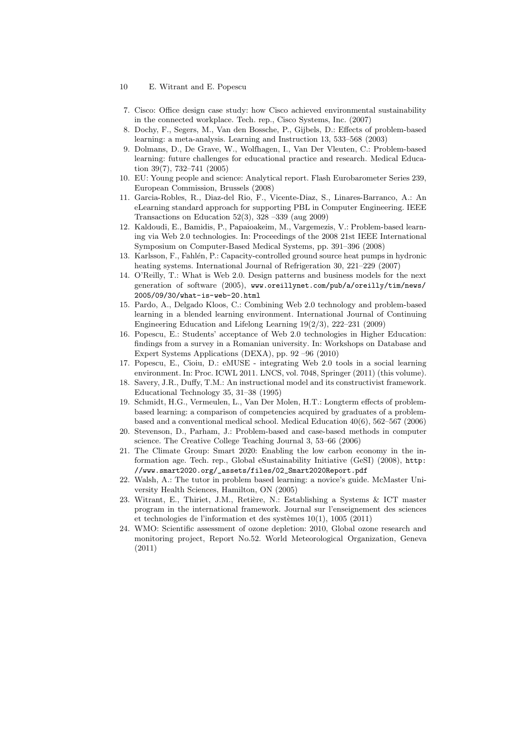7. Cisco: Office design case study: how Cisco achieved environmental sustainability in the connected workplace. Tech. rep., Cisco Systems, Inc. (2007)
8. Dochy, F., Segers, M., Van den Bossche, P., Gijbels, D.: Effects of problem-based learning: a meta-analysis. Learning and Instruction 13, 533–568 (2003)
9. Dolmans, D., De Grave, W., Wolfhagen, I., Van Der Vleuten, C.: Problem-based learning: future challenges for educational practice and research. Medical Education 39(7), 732–741 (2005)
10. EU: Young people and science: Analytical report. Flash Eurobarometer Series 239, European Commission, Brussels (2008)
11. Garcia-Robles, R., Diaz-del Rio, F., Vicente-Diaz, S., Linares-Barranco, A.: An eLearning standard approach for supporting PBL in Computer Engineering. IEEE Transactions on Education 52(3), 328 –339 (aug 2009)
12. Kaldoudi, E., Bamidis, P., Papaioakeim, M., Vargemezis, V.: Problem-based learning via Web 2.0 technologies. In: Proceedings of the 2008 21st IEEE International Symposium on Computer-Based Medical Systems, pp. 391–396 (2008)
13. Karlsson, F., Fahlén, P.: Capacity-controlled ground source heat pumps in hydronic heating systems. International Journal of Refrigeration 30, 221–229 (2007)
14. O'Reilly, T.: What is Web 2.0. Design patterns and business models for the next generation of software (2005), www.oreillynet.com/pub/a/oreilly/tim/news/2005/09/30/what-is-web-20.html
15. Pardo, A., Delgado Kloos, C.: Combining Web 2.0 technology and problem-based learning in a blended learning environment. International Journal of Continuing Engineering Education and Lifelong Learning 19(2/3), 222–231 (2009)
16. Popescu, E.: Students' acceptance of Web 2.0 technologies in Higher Education: findings from a survey in a Romanian university. In: Workshops on Database and Expert Systems Applications (DEXA), pp. 92 –96 (2010)
17. Popescu, E., Cioiu, D.: eMUSE - integrating Web 2.0 tools in a social learning environment. In: Proc. ICWL 2011. LNCS, vol. 7048, Springer (2011) (this volume).
18. Savery, J.R., Duffy, T.M.: An instructional model and its constructivist framework. Educational Technology 35, 31–38 (1995)
19. Schmidt, H.G., Vermeulen, L., Van Der Molen, H.T.: Longterm effects of problem-based learning: a comparison of competencies acquired by graduates of a problem-based and a conventional medical school. Medical Education 40(6), 562–567 (2006)
20. Stevenson, D., Parham, J.: Problem-based and case-based methods in computer science. The Creative College Teaching Journal 3, 53–66 (2006)
21. The Climate Group: Smart 2020: Enabling the low carbon economy in the information age. Tech. rep., Global eSustainability Initiative (GeSI) (2008), http://www.smart2020.org/_assets/files/02_Smart2020Report.pdf
22. Walsh, A.: The tutor in problem based learning: a novice's guide. McMaster University Health Sciences, Hamilton, ON (2005)
23. Witrant, E., Thiriet, J.M., Retière, N.: Establishing a Systems & ICT master program in the international framework. Journal sur l'enseignement des sciences et technologies de l'information et des systèmes 10(1), 1005 (2011)
24. WMO: Scientific assessment of ozone depletion: 2010, Global ozone research and monitoring project, Report No.52. World Meteorological Organization, Geneva (2011)